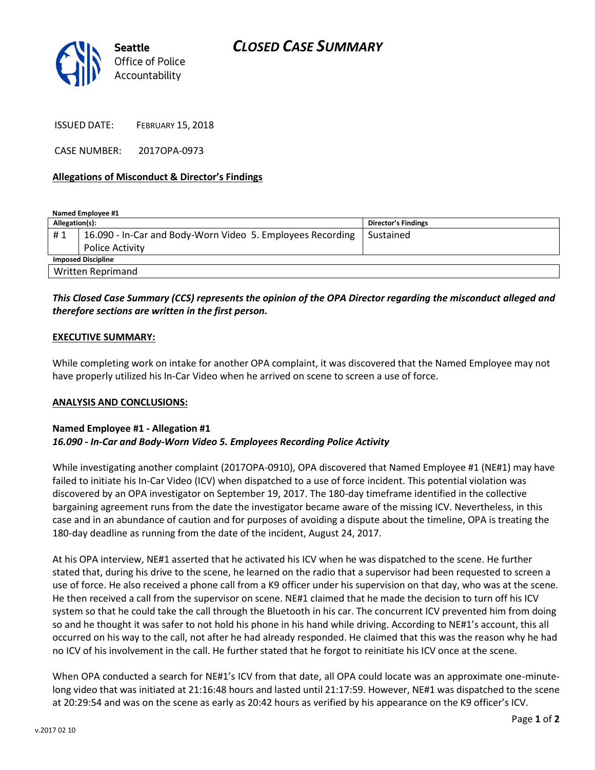Seattle
Office of Police
Accountability

# CLOSED CASE SUMMARY

ISSUED DATE: FEBRUARY 15, 2018

CASE NUMBER: 2017OPA-0973

**Allegations of Misconduct & Director's Findings**

**Named Employee #1**

| Allegation(s): | | Director's Findings |
|---|---|---|
| # 1 | 16.090 - In-Car and Body-Worn Video 5. Employees Recording Police Activity | Sustained |
| **Imposed Discipline** | | |
| Written Reprimand | | |

***This Closed Case Summary (CCS) represents the opinion of the OPA Director regarding the misconduct alleged and therefore sections are written in the first person.***

**EXECUTIVE SUMMARY:**

While completing work on intake for another OPA complaint, it was discovered that the Named Employee may not have properly utilized his In-Car Video when he arrived on scene to screen a use of force.

**ANALYSIS AND CONCLUSIONS:**

**Named Employee #1 - Allegation #1**
***16.090 - In-Car and Body-Worn Video 5. Employees Recording Police Activity***

While investigating another complaint (2017OPA-0910), OPA discovered that Named Employee #1 (NE#1) may have failed to initiate his In-Car Video (ICV) when dispatched to a use of force incident. This potential violation was discovered by an OPA investigator on September 19, 2017. The 180-day timeframe identified in the collective bargaining agreement runs from the date the investigator became aware of the missing ICV. Nevertheless, in this case and in an abundance of caution and for purposes of avoiding a dispute about the timeline, OPA is treating the 180-day deadline as running from the date of the incident, August 24, 2017.

At his OPA interview, NE#1 asserted that he activated his ICV when he was dispatched to the scene. He further stated that, during his drive to the scene, he learned on the radio that a supervisor had been requested to screen a use of force. He also received a phone call from a K9 officer under his supervision on that day, who was at the scene. He then received a call from the supervisor on scene. NE#1 claimed that he made the decision to turn off his ICV system so that he could take the call through the Bluetooth in his car. The concurrent ICV prevented him from doing so and he thought it was safer to not hold his phone in his hand while driving. According to NE#1's account, this all occurred on his way to the call, not after he had already responded. He claimed that this was the reason why he had no ICV of his involvement in the call. He further stated that he forgot to reinitiate his ICV once at the scene.

When OPA conducted a search for NE#1's ICV from that date, all OPA could locate was an approximate one-minute-long video that was initiated at 21:16:48 hours and lasted until 21:17:59. However, NE#1 was dispatched to the scene at 20:29:54 and was on the scene as early as 20:42 hours as verified by his appearance on the K9 officer's ICV.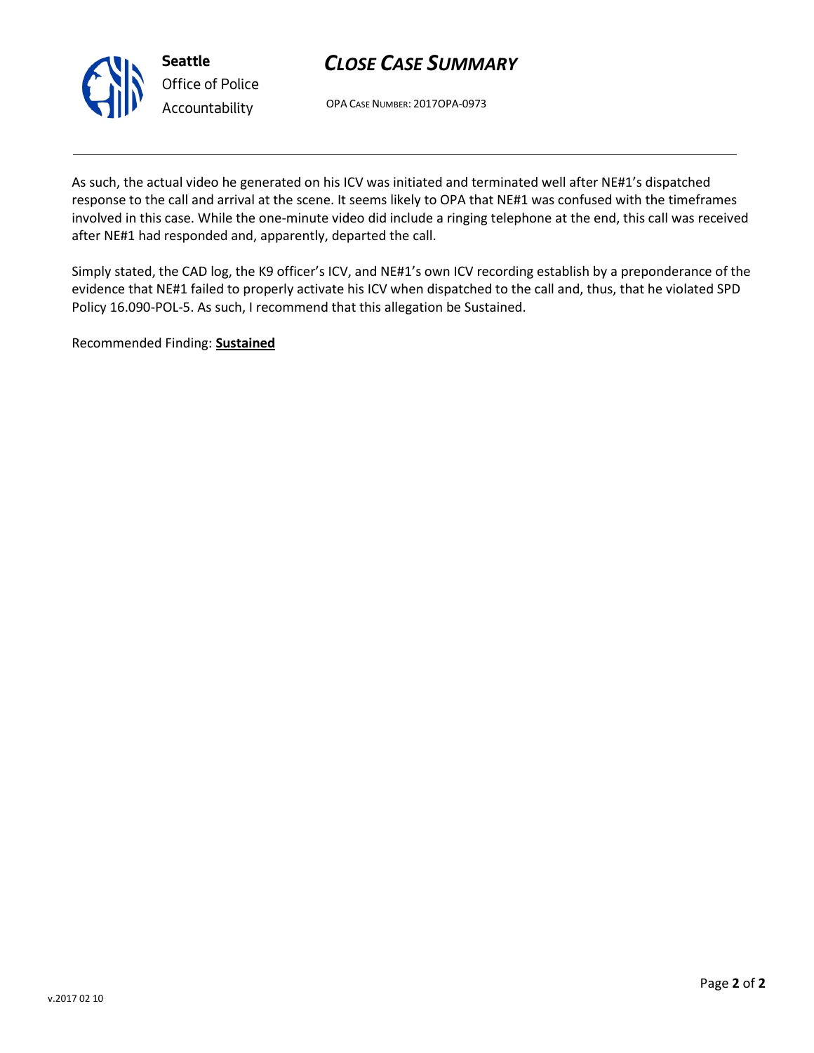As such, the actual video he generated on his ICV was initiated and terminated well after NE#1's dispatched response to the call and arrival at the scene. It seems likely to OPA that NE#1 was confused with the timeframes involved in this case. While the one-minute video did include a ringing telephone at the end, this call was received after NE#1 had responded and, apparently, departed the call.

Simply stated, the CAD log, the K9 officer's ICV, and NE#1's own ICV recording establish by a preponderance of the evidence that NE#1 failed to properly activate his ICV when dispatched to the call and, thus, that he violated SPD Policy 16.090-POL-5. As such, I recommend that this allegation be Sustained.

Recommended Finding: **Sustained**